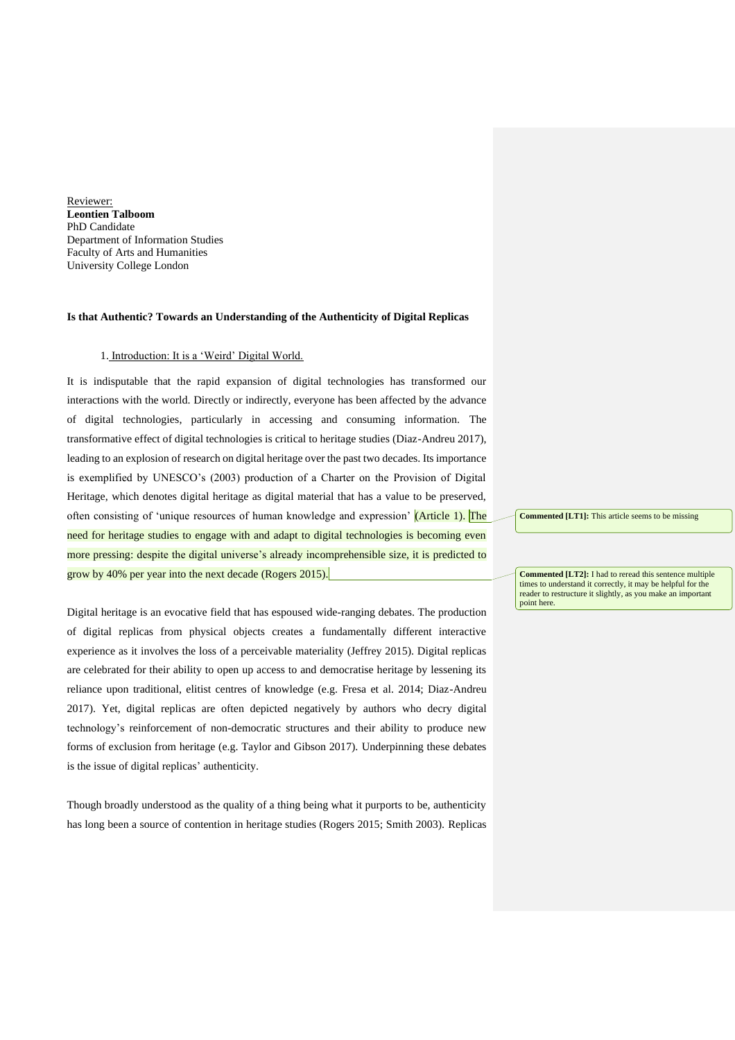Reviewer:
**Leontien Talboom**
PhD Candidate
Department of Information Studies
Faculty of Arts and Humanities
University College London

**Is that Authentic? Towards an Understanding of the Authenticity of Digital Replicas**

## 1. Introduction: It is a 'Weird' Digital World.

It is indisputable that the rapid expansion of digital technologies has transformed our interactions with the world. Directly or indirectly, everyone has been affected by the advance of digital technologies, particularly in accessing and consuming information. The transformative effect of digital technologies is critical to heritage studies (Diaz-Andreu 2017), leading to an explosion of research on digital heritage over the past two decades. Its importance is exemplified by UNESCO's (2003) production of a Charter on the Provision of Digital Heritage, which denotes digital heritage as digital material that has a value to be preserved, often consisting of 'unique resources of human knowledge and expression' (Article 1). The need for heritage studies to engage with and adapt to digital technologies is becoming even more pressing: despite the digital universe's already incomprehensible size, it is predicted to grow by 40% per year into the next decade (Rogers 2015).

> **Commented [LT1]:** This article seems to be missing

> **Commented [LT2]:** I had to reread this sentence multiple times to understand it correctly, it may be helpful for the reader to restructure it slightly, as you make an important point here.

Digital heritage is an evocative field that has espoused wide-ranging debates. The production of digital replicas from physical objects creates a fundamentally different interactive experience as it involves the loss of a perceivable materiality (Jeffrey 2015). Digital replicas are celebrated for their ability to open up access to and democratise heritage by lessening its reliance upon traditional, elitist centres of knowledge (e.g. Fresa et al. 2014; Diaz-Andreu 2017). Yet, digital replicas are often depicted negatively by authors who decry digital technology's reinforcement of non-democratic structures and their ability to produce new forms of exclusion from heritage (e.g. Taylor and Gibson 2017). Underpinning these debates is the issue of digital replicas' authenticity.

Though broadly understood as the quality of a thing being what it purports to be, authenticity has long been a source of contention in heritage studies (Rogers 2015; Smith 2003). Replicas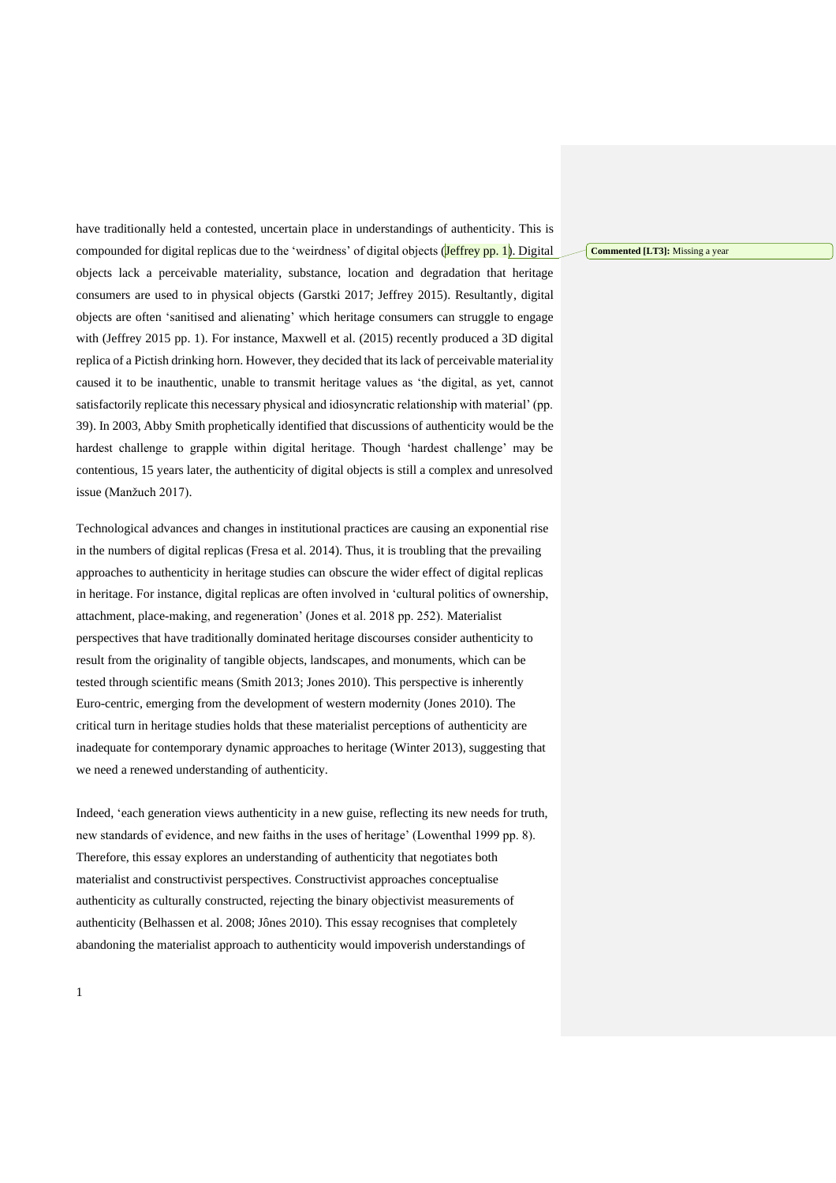have traditionally held a contested, uncertain place in understandings of authenticity. This is compounded for digital replicas due to the 'weirdness' of digital objects (Jeffrey pp. 1). Digital objects lack a perceivable materiality, substance, location and degradation that heritage consumers are used to in physical objects (Garstki 2017; Jeffrey 2015). Resultantly, digital objects are often 'sanitised and alienating' which heritage consumers can struggle to engage with (Jeffrey 2015 pp. 1). For instance, Maxwell et al. (2015) recently produced a 3D digital replica of a Pictish drinking horn. However, they decided that its lack of perceivable materiality caused it to be inauthentic, unable to transmit heritage values as 'the digital, as yet, cannot satisfactorily replicate this necessary physical and idiosyncratic relationship with material' (pp. 39). In 2003, Abby Smith prophetically identified that discussions of authenticity would be the hardest challenge to grapple within digital heritage. Though 'hardest challenge' may be contentious, 15 years later, the authenticity of digital objects is still a complex and unresolved issue (Manžuch 2017).

Technological advances and changes in institutional practices are causing an exponential rise in the numbers of digital replicas (Fresa et al. 2014). Thus, it is troubling that the prevailing approaches to authenticity in heritage studies can obscure the wider effect of digital replicas in heritage. For instance, digital replicas are often involved in 'cultural politics of ownership, attachment, place-making, and regeneration' (Jones et al. 2018 pp. 252). Materialist perspectives that have traditionally dominated heritage discourses consider authenticity to result from the originality of tangible objects, landscapes, and monuments, which can be tested through scientific means (Smith 2013; Jones 2010). This perspective is inherently Euro-centric, emerging from the development of western modernity (Jones 2010). The critical turn in heritage studies holds that these materialist perceptions of authenticity are inadequate for contemporary dynamic approaches to heritage (Winter 2013), suggesting that we need a renewed understanding of authenticity.

Indeed, 'each generation views authenticity in a new guise, reflecting its new needs for truth, new standards of evidence, and new faiths in the uses of heritage' (Lowenthal 1999 pp. 8). Therefore, this essay explores an understanding of authenticity that negotiates both materialist and constructivist perspectives. Constructivist approaches conceptualise authenticity as culturally constructed, rejecting the binary objectivist measurements of authenticity (Belhassen et al. 2008; Jônes 2010). This essay recognises that completely abandoning the materialist approach to authenticity would impoverish understandings of

**Commented [LT3]:** Missing a year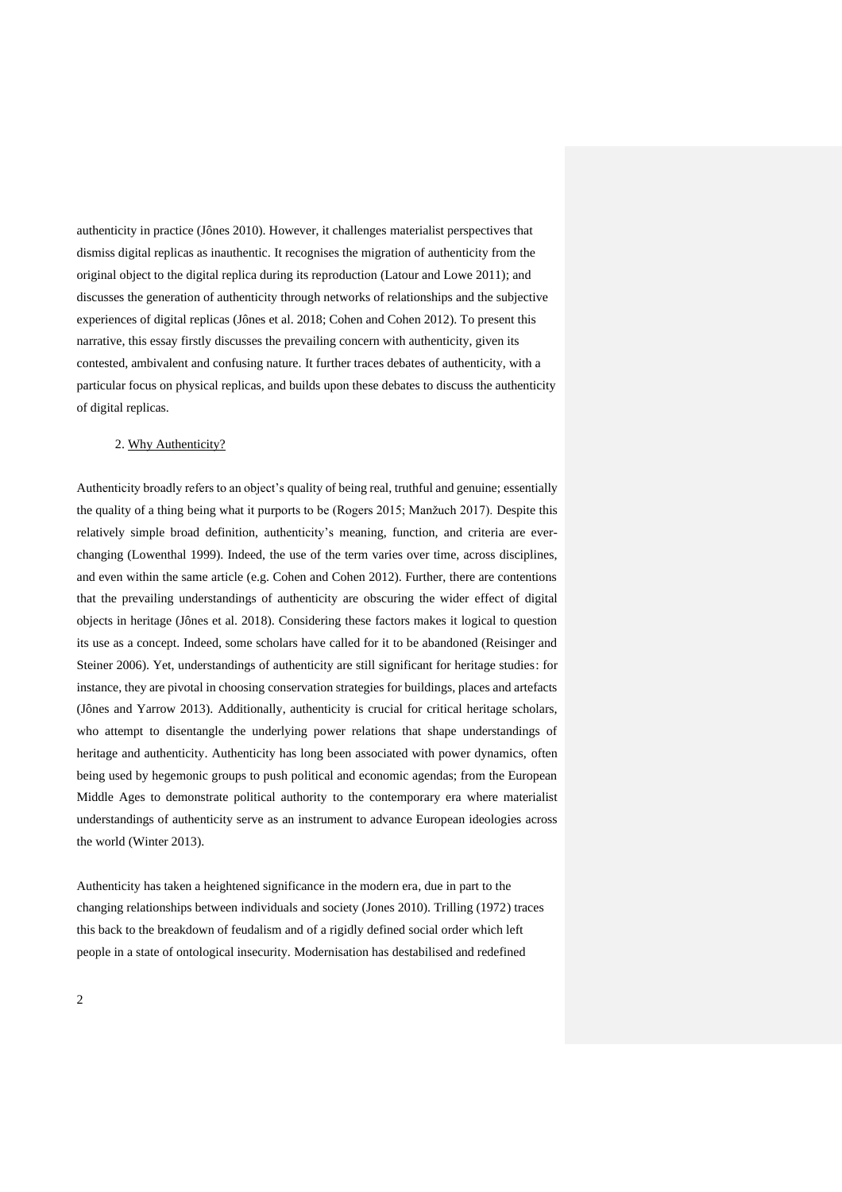authenticity in practice (Jônes 2010). However, it challenges materialist perspectives that dismiss digital replicas as inauthentic. It recognises the migration of authenticity from the original object to the digital replica during its reproduction (Latour and Lowe 2011); and discusses the generation of authenticity through networks of relationships and the subjective experiences of digital replicas (Jônes et al. 2018; Cohen and Cohen 2012). To present this narrative, this essay firstly discusses the prevailing concern with authenticity, given its contested, ambivalent and confusing nature. It further traces debates of authenticity, with a particular focus on physical replicas, and builds upon these debates to discuss the authenticity of digital replicas.

## 2. Why Authenticity?

Authenticity broadly refers to an object's quality of being real, truthful and genuine; essentially the quality of a thing being what it purports to be (Rogers 2015; Manžuch 2017). Despite this relatively simple broad definition, authenticity's meaning, function, and criteria are ever-changing (Lowenthal 1999). Indeed, the use of the term varies over time, across disciplines, and even within the same article (e.g. Cohen and Cohen 2012). Further, there are contentions that the prevailing understandings of authenticity are obscuring the wider effect of digital objects in heritage (Jônes et al. 2018). Considering these factors makes it logical to question its use as a concept. Indeed, some scholars have called for it to be abandoned (Reisinger and Steiner 2006). Yet, understandings of authenticity are still significant for heritage studies: for instance, they are pivotal in choosing conservation strategies for buildings, places and artefacts (Jônes and Yarrow 2013). Additionally, authenticity is crucial for critical heritage scholars, who attempt to disentangle the underlying power relations that shape understandings of heritage and authenticity. Authenticity has long been associated with power dynamics, often being used by hegemonic groups to push political and economic agendas; from the European Middle Ages to demonstrate political authority to the contemporary era where materialist understandings of authenticity serve as an instrument to advance European ideologies across the world (Winter 2013).

Authenticity has taken a heightened significance in the modern era, due in part to the changing relationships between individuals and society (Jones 2010). Trilling (1972) traces this back to the breakdown of feudalism and of a rigidly defined social order which left people in a state of ontological insecurity. Modernisation has destabilised and redefined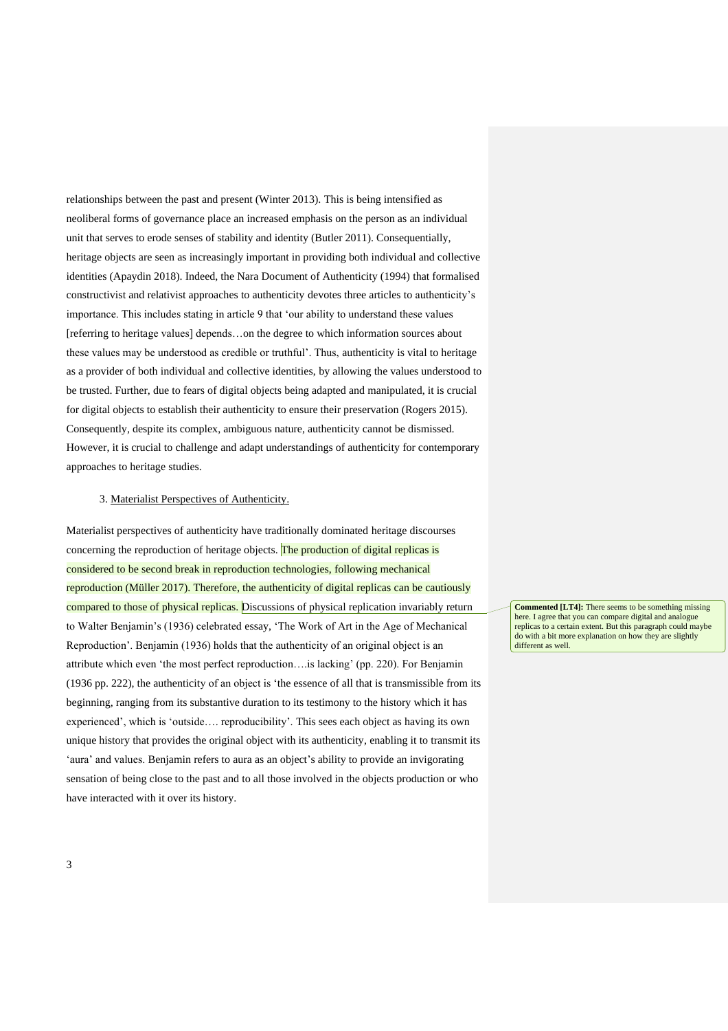relationships between the past and present (Winter 2013). This is being intensified as neoliberal forms of governance place an increased emphasis on the person as an individual unit that serves to erode senses of stability and identity (Butler 2011). Consequentially, heritage objects are seen as increasingly important in providing both individual and collective identities (Apaydin 2018). Indeed, the Nara Document of Authenticity (1994) that formalised constructivist and relativist approaches to authenticity devotes three articles to authenticity's importance. This includes stating in article 9 that 'our ability to understand these values [referring to heritage values] depends…on the degree to which information sources about these values may be understood as credible or truthful'. Thus, authenticity is vital to heritage as a provider of both individual and collective identities, by allowing the values understood to be trusted. Further, due to fears of digital objects being adapted and manipulated, it is crucial for digital objects to establish their authenticity to ensure their preservation (Rogers 2015). Consequently, despite its complex, ambiguous nature, authenticity cannot be dismissed. However, it is crucial to challenge and adapt understandings of authenticity for contemporary approaches to heritage studies.

## 3. Materialist Perspectives of Authenticity.

Materialist perspectives of authenticity have traditionally dominated heritage discourses concerning the reproduction of heritage objects. The production of digital replicas is considered to be second break in reproduction technologies, following mechanical reproduction (Müller 2017). Therefore, the authenticity of digital replicas can be cautiously compared to those of physical replicas. Discussions of physical replication invariably return to Walter Benjamin's (1936) celebrated essay, 'The Work of Art in the Age of Mechanical Reproduction'. Benjamin (1936) holds that the authenticity of an original object is an attribute which even 'the most perfect reproduction….is lacking' (pp. 220). For Benjamin (1936 pp. 222), the authenticity of an object is 'the essence of all that is transmissible from its beginning, ranging from its substantive duration to its testimony to the history which it has experienced', which is 'outside…. reproducibility'. This sees each object as having its own unique history that provides the original object with its authenticity, enabling it to transmit its 'aura' and values. Benjamin refers to aura as an object's ability to provide an invigorating sensation of being close to the past and to all those involved in the objects production or who have interacted with it over its history.

**Commented [LT4]:** There seems to be something missing here. I agree that you can compare digital and analogue replicas to a certain extent. But this paragraph could maybe do with a bit more explanation on how they are slightly different as well.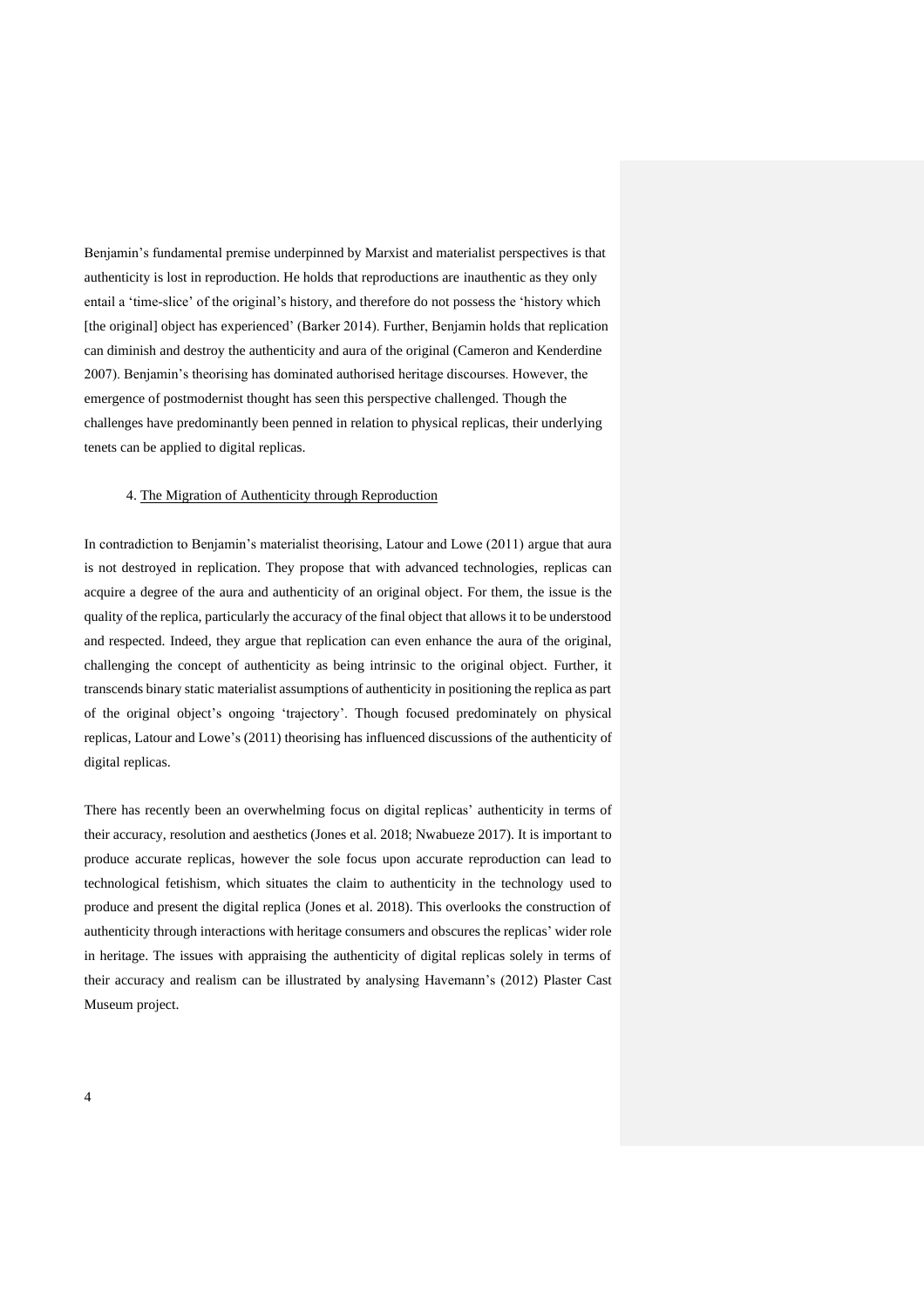Benjamin's fundamental premise underpinned by Marxist and materialist perspectives is that authenticity is lost in reproduction. He holds that reproductions are inauthentic as they only entail a 'time-slice' of the original's history, and therefore do not possess the 'history which [the original] object has experienced' (Barker 2014). Further, Benjamin holds that replication can diminish and destroy the authenticity and aura of the original (Cameron and Kenderdine 2007). Benjamin's theorising has dominated authorised heritage discourses. However, the emergence of postmodernist thought has seen this perspective challenged. Though the challenges have predominantly been penned in relation to physical replicas, their underlying tenets can be applied to digital replicas.

## 4. The Migration of Authenticity through Reproduction

In contradiction to Benjamin's materialist theorising, Latour and Lowe (2011) argue that aura is not destroyed in replication. They propose that with advanced technologies, replicas can acquire a degree of the aura and authenticity of an original object. For them, the issue is the quality of the replica, particularly the accuracy of the final object that allows it to be understood and respected. Indeed, they argue that replication can even enhance the aura of the original, challenging the concept of authenticity as being intrinsic to the original object. Further, it transcends binary static materialist assumptions of authenticity in positioning the replica as part of the original object's ongoing 'trajectory'. Though focused predominately on physical replicas, Latour and Lowe's (2011) theorising has influenced discussions of the authenticity of digital replicas.

There has recently been an overwhelming focus on digital replicas' authenticity in terms of their accuracy, resolution and aesthetics (Jones et al. 2018; Nwabueze 2017). It is important to produce accurate replicas, however the sole focus upon accurate reproduction can lead to technological fetishism, which situates the claim to authenticity in the technology used to produce and present the digital replica (Jones et al. 2018). This overlooks the construction of authenticity through interactions with heritage consumers and obscures the replicas' wider role in heritage. The issues with appraising the authenticity of digital replicas solely in terms of their accuracy and realism can be illustrated by analysing Havemann's (2012) Plaster Cast Museum project.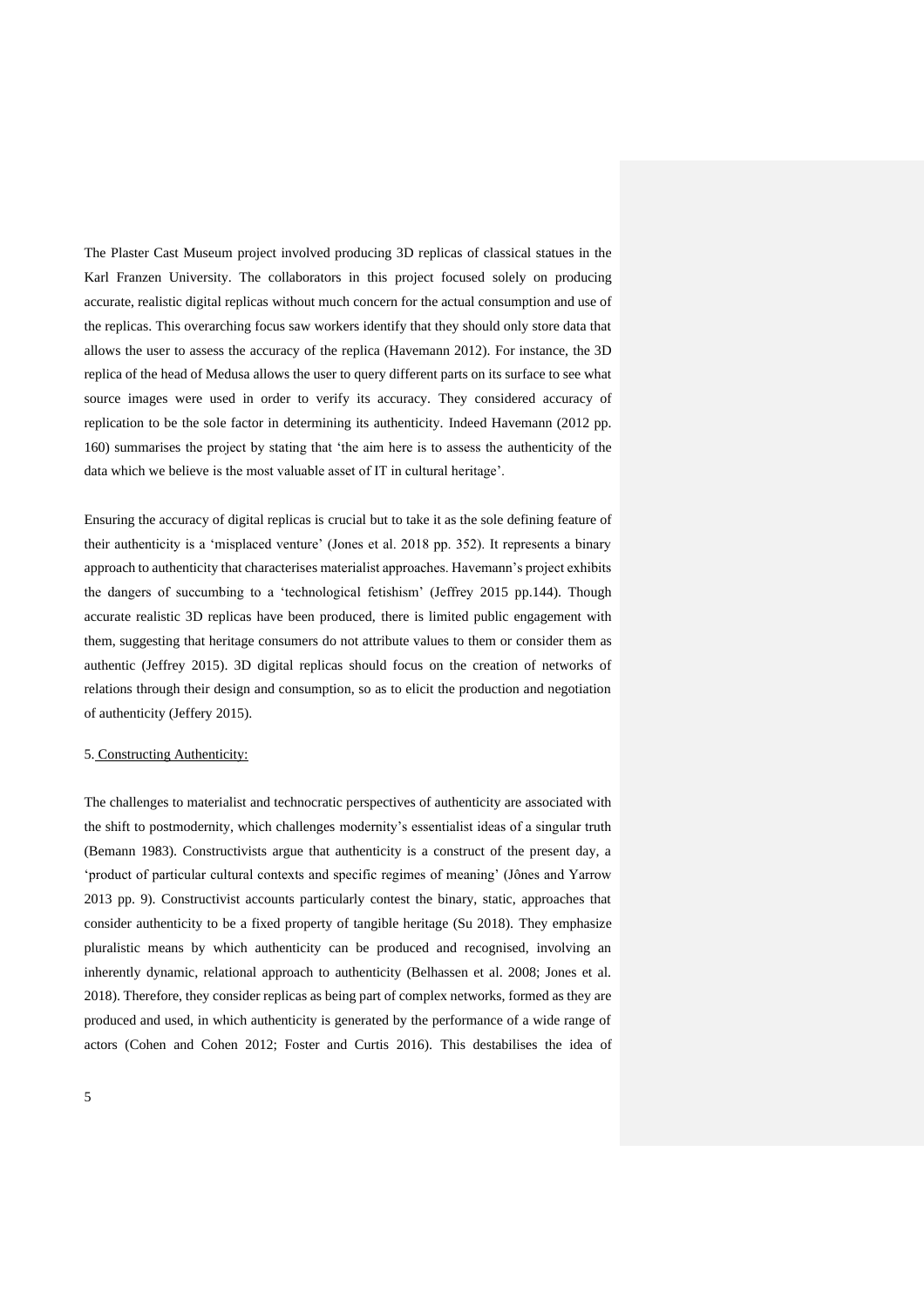The Plaster Cast Museum project involved producing 3D replicas of classical statues in the Karl Franzen University. The collaborators in this project focused solely on producing accurate, realistic digital replicas without much concern for the actual consumption and use of the replicas. This overarching focus saw workers identify that they should only store data that allows the user to assess the accuracy of the replica (Havemann 2012). For instance, the 3D replica of the head of Medusa allows the user to query different parts on its surface to see what source images were used in order to verify its accuracy. They considered accuracy of replication to be the sole factor in determining its authenticity. Indeed Havemann (2012 pp. 160) summarises the project by stating that 'the aim here is to assess the authenticity of the data which we believe is the most valuable asset of IT in cultural heritage'.

Ensuring the accuracy of digital replicas is crucial but to take it as the sole defining feature of their authenticity is a 'misplaced venture' (Jones et al. 2018 pp. 352). It represents a binary approach to authenticity that characterises materialist approaches. Havemann's project exhibits the dangers of succumbing to a 'technological fetishism' (Jeffrey 2015 pp.144). Though accurate realistic 3D replicas have been produced, there is limited public engagement with them, suggesting that heritage consumers do not attribute values to them or consider them as authentic (Jeffrey 2015). 3D digital replicas should focus on the creation of networks of relations through their design and consumption, so as to elicit the production and negotiation of authenticity (Jeffery 2015).

5. Constructing Authenticity:

The challenges to materialist and technocratic perspectives of authenticity are associated with the shift to postmodernity, which challenges modernity's essentialist ideas of a singular truth (Bemann 1983). Constructivists argue that authenticity is a construct of the present day, a 'product of particular cultural contexts and specific regimes of meaning' (Jônes and Yarrow 2013 pp. 9). Constructivist accounts particularly contest the binary, static, approaches that consider authenticity to be a fixed property of tangible heritage (Su 2018). They emphasize pluralistic means by which authenticity can be produced and recognised, involving an inherently dynamic, relational approach to authenticity (Belhassen et al. 2008; Jones et al. 2018). Therefore, they consider replicas as being part of complex networks, formed as they are produced and used, in which authenticity is generated by the performance of a wide range of actors (Cohen and Cohen 2012; Foster and Curtis 2016). This destabilises the idea of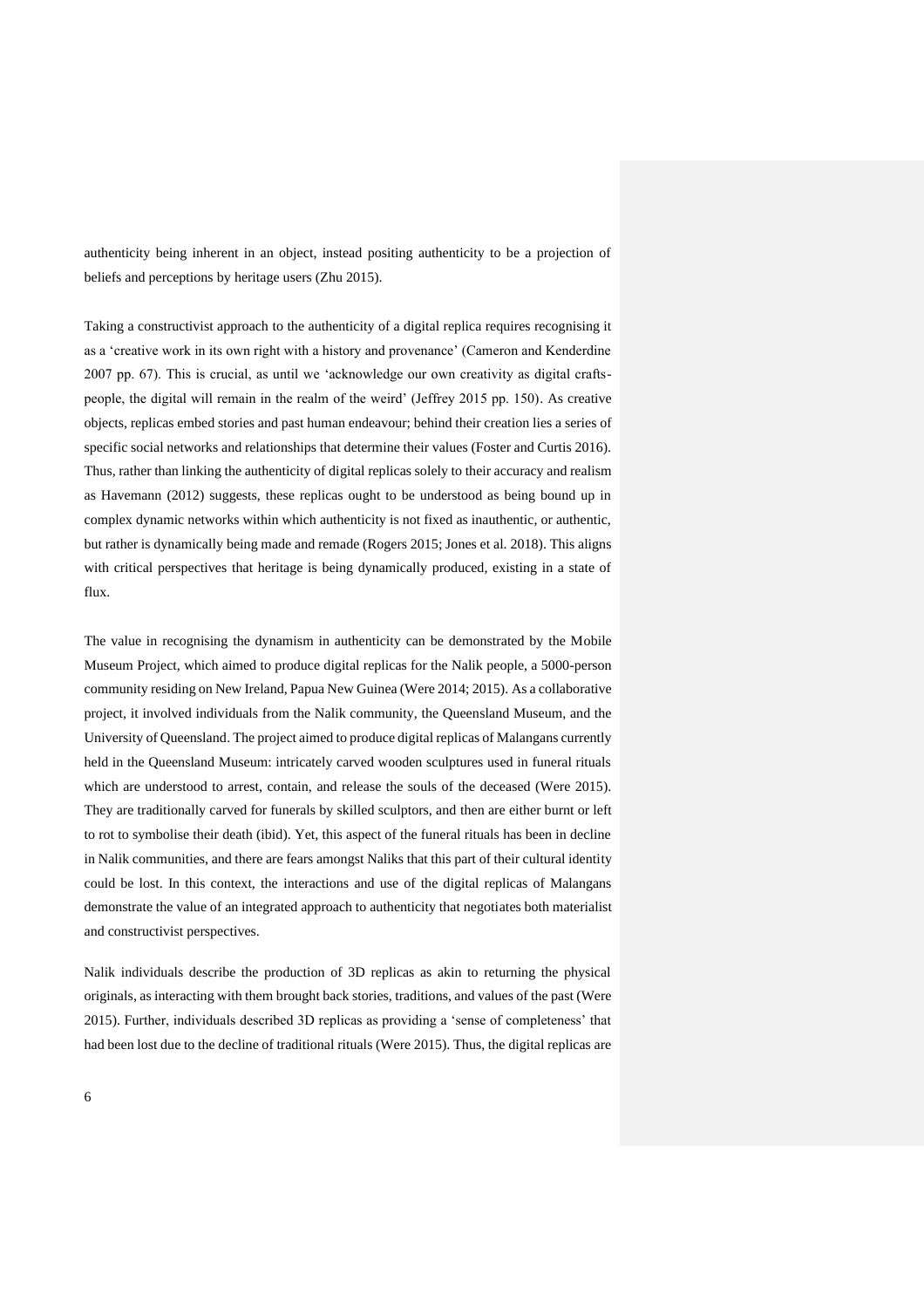authenticity being inherent in an object, instead positing authenticity to be a projection of beliefs and perceptions by heritage users (Zhu 2015).

Taking a constructivist approach to the authenticity of a digital replica requires recognising it as a 'creative work in its own right with a history and provenance' (Cameron and Kenderdine 2007 pp. 67). This is crucial, as until we 'acknowledge our own creativity as digital crafts-people, the digital will remain in the realm of the weird' (Jeffrey 2015 pp. 150). As creative objects, replicas embed stories and past human endeavour; behind their creation lies a series of specific social networks and relationships that determine their values (Foster and Curtis 2016). Thus, rather than linking the authenticity of digital replicas solely to their accuracy and realism as Havemann (2012) suggests, these replicas ought to be understood as being bound up in complex dynamic networks within which authenticity is not fixed as inauthentic, or authentic, but rather is dynamically being made and remade (Rogers 2015; Jones et al. 2018). This aligns with critical perspectives that heritage is being dynamically produced, existing in a state of flux.

The value in recognising the dynamism in authenticity can be demonstrated by the Mobile Museum Project, which aimed to produce digital replicas for the Nalik people, a 5000-person community residing on New Ireland, Papua New Guinea (Were 2014; 2015). As a collaborative project, it involved individuals from the Nalik community, the Queensland Museum, and the University of Queensland. The project aimed to produce digital replicas of Malangans currently held in the Queensland Museum: intricately carved wooden sculptures used in funeral rituals which are understood to arrest, contain, and release the souls of the deceased (Were 2015). They are traditionally carved for funerals by skilled sculptors, and then are either burnt or left to rot to symbolise their death (ibid). Yet, this aspect of the funeral rituals has been in decline in Nalik communities, and there are fears amongst Naliks that this part of their cultural identity could be lost. In this context, the interactions and use of the digital replicas of Malangans demonstrate the value of an integrated approach to authenticity that negotiates both materialist and constructivist perspectives.

Nalik individuals describe the production of 3D replicas as akin to returning the physical originals, as interacting with them brought back stories, traditions, and values of the past (Were 2015). Further, individuals described 3D replicas as providing a 'sense of completeness' that had been lost due to the decline of traditional rituals (Were 2015). Thus, the digital replicas are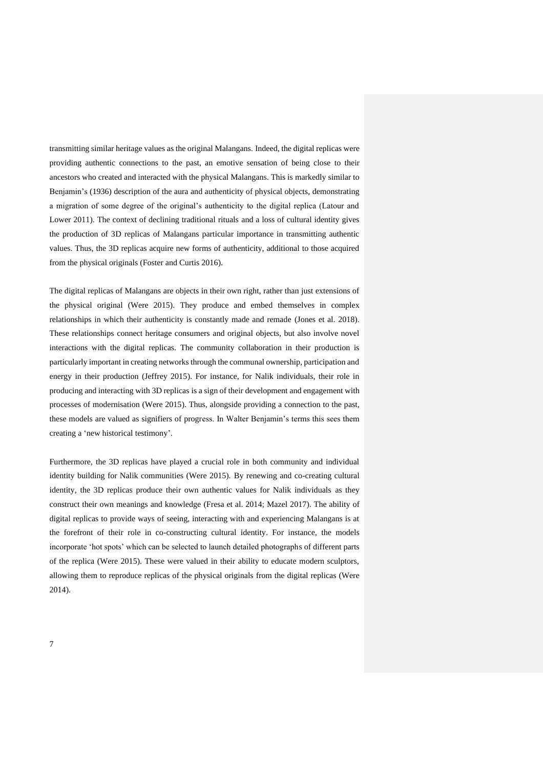transmitting similar heritage values as the original Malangans. Indeed, the digital replicas were providing authentic connections to the past, an emotive sensation of being close to their ancestors who created and interacted with the physical Malangans. This is markedly similar to Benjamin's (1936) description of the aura and authenticity of physical objects, demonstrating a migration of some degree of the original's authenticity to the digital replica (Latour and Lower 2011). The context of declining traditional rituals and a loss of cultural identity gives the production of 3D replicas of Malangans particular importance in transmitting authentic values. Thus, the 3D replicas acquire new forms of authenticity, additional to those acquired from the physical originals (Foster and Curtis 2016).

The digital replicas of Malangans are objects in their own right, rather than just extensions of the physical original (Were 2015). They produce and embed themselves in complex relationships in which their authenticity is constantly made and remade (Jones et al. 2018). These relationships connect heritage consumers and original objects, but also involve novel interactions with the digital replicas. The community collaboration in their production is particularly important in creating networks through the communal ownership, participation and energy in their production (Jeffrey 2015). For instance, for Nalik individuals, their role in producing and interacting with 3D replicas is a sign of their development and engagement with processes of modernisation (Were 2015). Thus, alongside providing a connection to the past, these models are valued as signifiers of progress. In Walter Benjamin's terms this sees them creating a 'new historical testimony'.

Furthermore, the 3D replicas have played a crucial role in both community and individual identity building for Nalik communities (Were 2015). By renewing and co-creating cultural identity, the 3D replicas produce their own authentic values for Nalik individuals as they construct their own meanings and knowledge (Fresa et al. 2014; Mazel 2017). The ability of digital replicas to provide ways of seeing, interacting with and experiencing Malangans is at the forefront of their role in co-constructing cultural identity. For instance, the models incorporate 'hot spots' which can be selected to launch detailed photographs of different parts of the replica (Were 2015). These were valued in their ability to educate modern sculptors, allowing them to reproduce replicas of the physical originals from the digital replicas (Were 2014).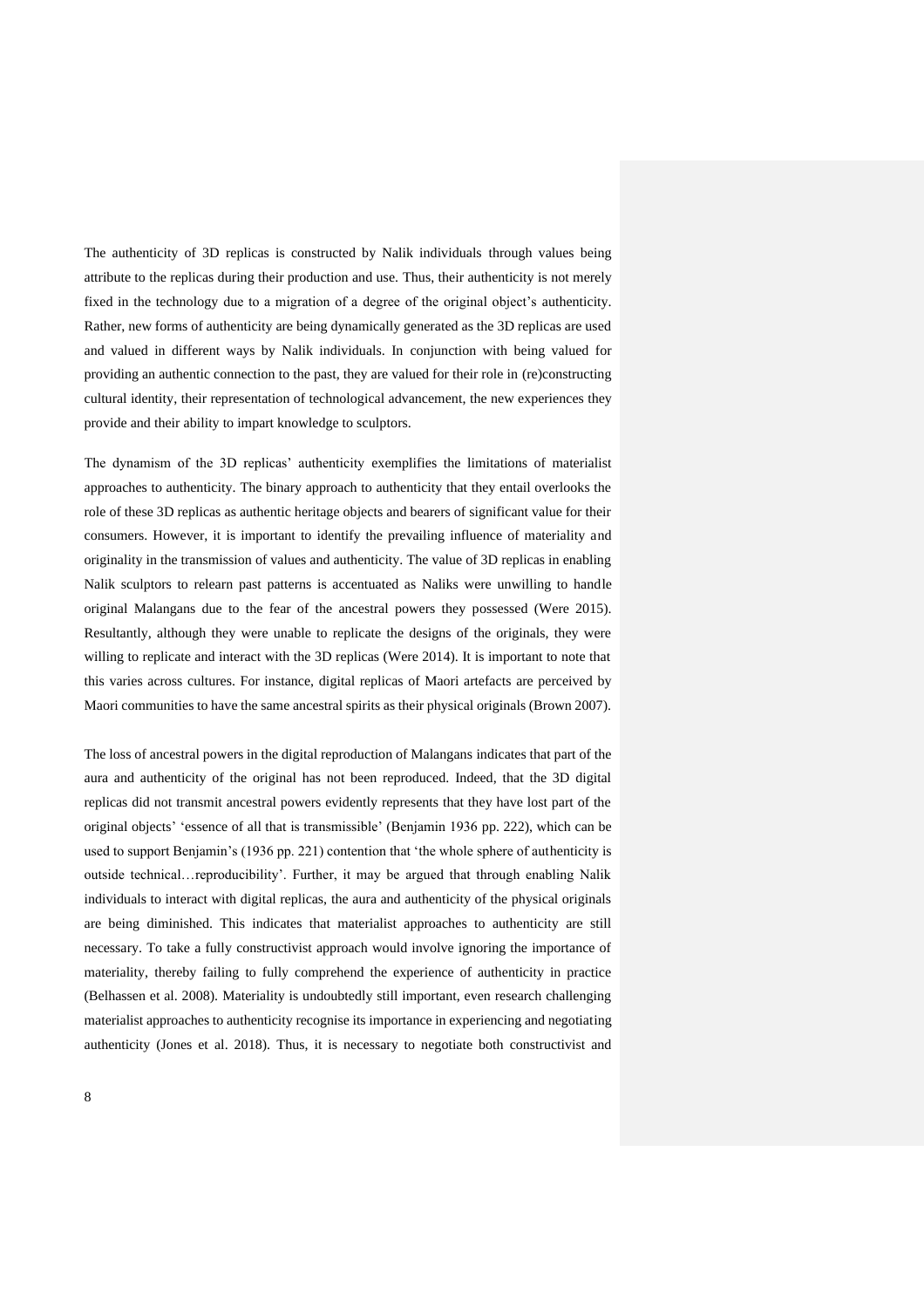The authenticity of 3D replicas is constructed by Nalik individuals through values being attribute to the replicas during their production and use. Thus, their authenticity is not merely fixed in the technology due to a migration of a degree of the original object's authenticity. Rather, new forms of authenticity are being dynamically generated as the 3D replicas are used and valued in different ways by Nalik individuals. In conjunction with being valued for providing an authentic connection to the past, they are valued for their role in (re)constructing cultural identity, their representation of technological advancement, the new experiences they provide and their ability to impart knowledge to sculptors.

The dynamism of the 3D replicas' authenticity exemplifies the limitations of materialist approaches to authenticity. The binary approach to authenticity that they entail overlooks the role of these 3D replicas as authentic heritage objects and bearers of significant value for their consumers. However, it is important to identify the prevailing influence of materiality and originality in the transmission of values and authenticity. The value of 3D replicas in enabling Nalik sculptors to relearn past patterns is accentuated as Naliks were unwilling to handle original Malangans due to the fear of the ancestral powers they possessed (Were 2015). Resultantly, although they were unable to replicate the designs of the originals, they were willing to replicate and interact with the 3D replicas (Were 2014). It is important to note that this varies across cultures. For instance, digital replicas of Maori artefacts are perceived by Maori communities to have the same ancestral spirits as their physical originals (Brown 2007).

The loss of ancestral powers in the digital reproduction of Malangans indicates that part of the aura and authenticity of the original has not been reproduced. Indeed, that the 3D digital replicas did not transmit ancestral powers evidently represents that they have lost part of the original objects' 'essence of all that is transmissible' (Benjamin 1936 pp. 222), which can be used to support Benjamin's (1936 pp. 221) contention that 'the whole sphere of authenticity is outside technical…reproducibility'. Further, it may be argued that through enabling Nalik individuals to interact with digital replicas, the aura and authenticity of the physical originals are being diminished. This indicates that materialist approaches to authenticity are still necessary. To take a fully constructivist approach would involve ignoring the importance of materiality, thereby failing to fully comprehend the experience of authenticity in practice (Belhassen et al. 2008). Materiality is undoubtedly still important, even research challenging materialist approaches to authenticity recognise its importance in experiencing and negotiating authenticity (Jones et al. 2018). Thus, it is necessary to negotiate both constructivist and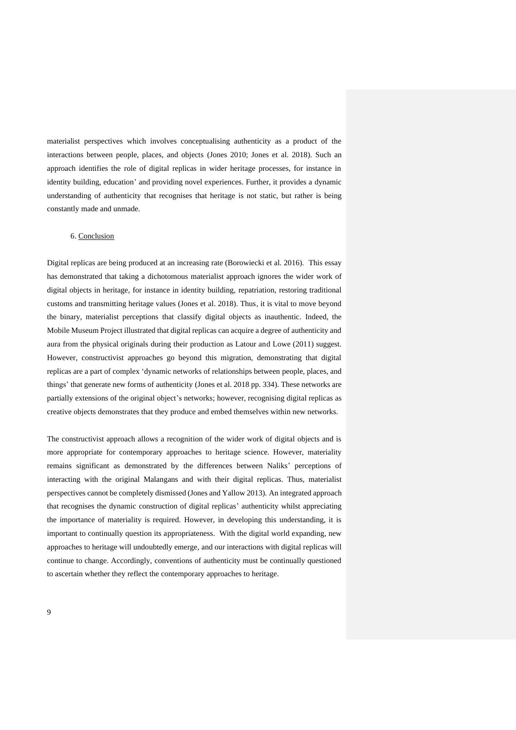materialist perspectives which involves conceptualising authenticity as a product of the interactions between people, places, and objects (Jones 2010; Jones et al. 2018). Such an approach identifies the role of digital replicas in wider heritage processes, for instance in identity building, education' and providing novel experiences. Further, it provides a dynamic understanding of authenticity that recognises that heritage is not static, but rather is being constantly made and unmade.

## 6. Conclusion

Digital replicas are being produced at an increasing rate (Borowiecki et al. 2016). This essay has demonstrated that taking a dichotomous materialist approach ignores the wider work of digital objects in heritage, for instance in identity building, repatriation, restoring traditional customs and transmitting heritage values (Jones et al. 2018). Thus, it is vital to move beyond the binary, materialist perceptions that classify digital objects as inauthentic. Indeed, the Mobile Museum Project illustrated that digital replicas can acquire a degree of authenticity and aura from the physical originals during their production as Latour and Lowe (2011) suggest. However, constructivist approaches go beyond this migration, demonstrating that digital replicas are a part of complex 'dynamic networks of relationships between people, places, and things' that generate new forms of authenticity (Jones et al. 2018 pp. 334). These networks are partially extensions of the original object's networks; however, recognising digital replicas as creative objects demonstrates that they produce and embed themselves within new networks.

The constructivist approach allows a recognition of the wider work of digital objects and is more appropriate for contemporary approaches to heritage science. However, materiality remains significant as demonstrated by the differences between Naliks' perceptions of interacting with the original Malangans and with their digital replicas. Thus, materialist perspectives cannot be completely dismissed (Jones and Yallow 2013). An integrated approach that recognises the dynamic construction of digital replicas' authenticity whilst appreciating the importance of materiality is required. However, in developing this understanding, it is important to continually question its appropriateness. With the digital world expanding, new approaches to heritage will undoubtedly emerge, and our interactions with digital replicas will continue to change. Accordingly, conventions of authenticity must be continually questioned to ascertain whether they reflect the contemporary approaches to heritage.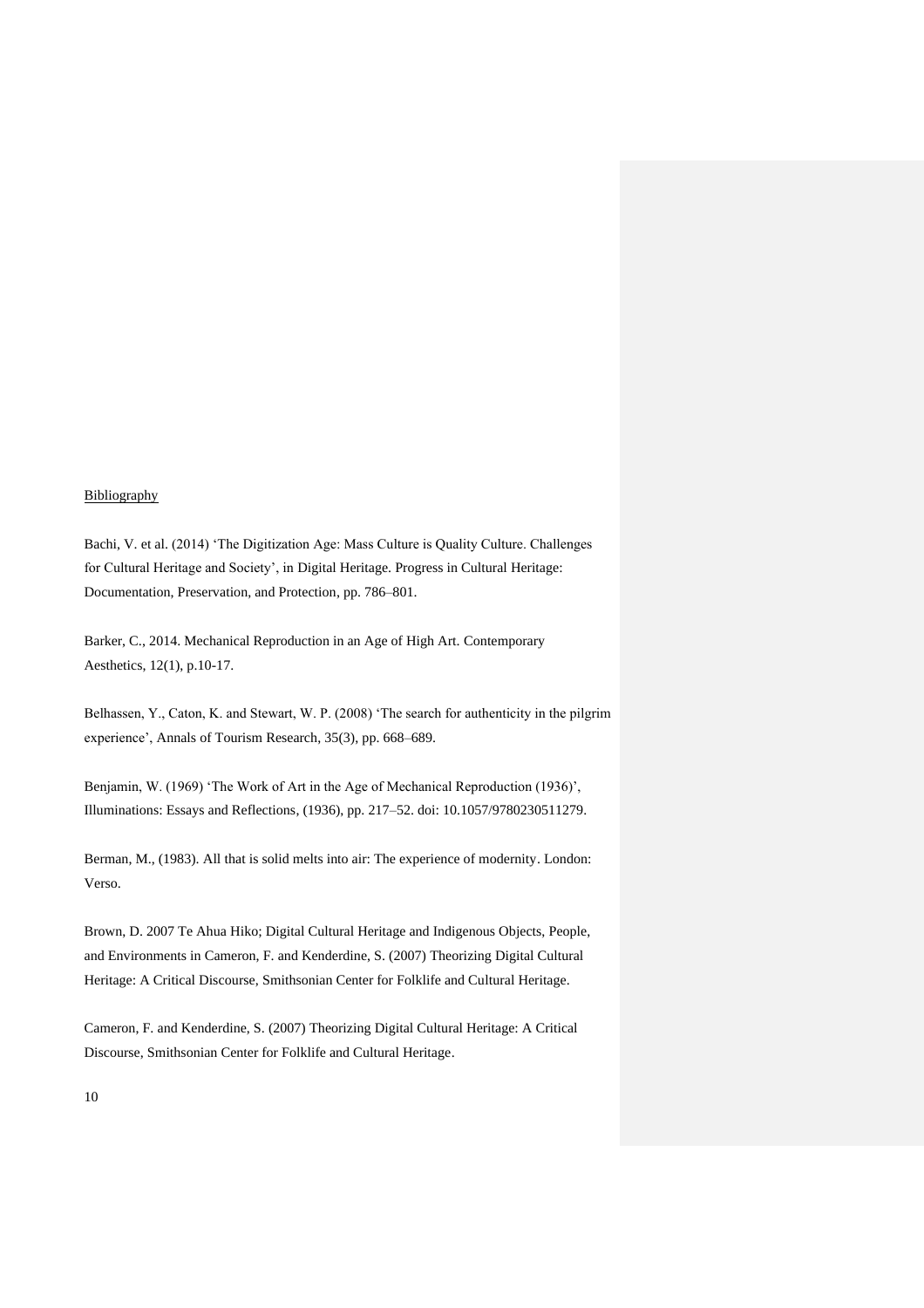Bibliography

Bachi, V. et al. (2014) 'The Digitization Age: Mass Culture is Quality Culture. Challenges for Cultural Heritage and Society', in Digital Heritage. Progress in Cultural Heritage: Documentation, Preservation, and Protection, pp. 786–801.

Barker, C., 2014. Mechanical Reproduction in an Age of High Art. Contemporary Aesthetics, 12(1), p.10-17.

Belhassen, Y., Caton, K. and Stewart, W. P. (2008) 'The search for authenticity in the pilgrim experience', Annals of Tourism Research, 35(3), pp. 668–689.

Benjamin, W. (1969) 'The Work of Art in the Age of Mechanical Reproduction (1936)', Illuminations: Essays and Reflections, (1936), pp. 217–52. doi: 10.1057/9780230511279.

Berman, M., (1983). All that is solid melts into air: The experience of modernity. London: Verso.

Brown, D. 2007 Te Ahua Hiko; Digital Cultural Heritage and Indigenous Objects, People, and Environments in Cameron, F. and Kenderdine, S. (2007) Theorizing Digital Cultural Heritage: A Critical Discourse, Smithsonian Center for Folklife and Cultural Heritage.

Cameron, F. and Kenderdine, S. (2007) Theorizing Digital Cultural Heritage: A Critical Discourse, Smithsonian Center for Folklife and Cultural Heritage.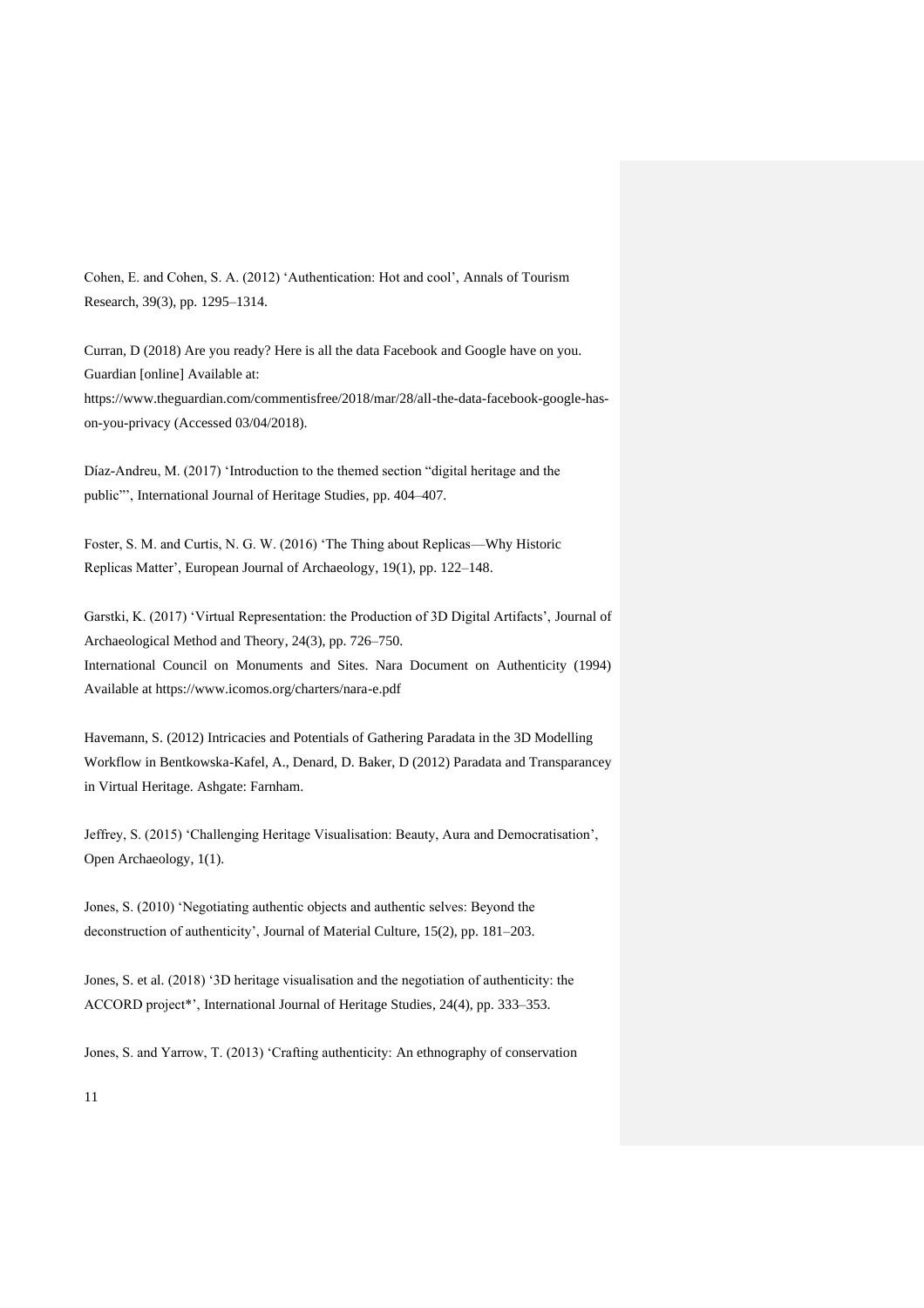Cohen, E. and Cohen, S. A. (2012) 'Authentication: Hot and cool', Annals of Tourism Research, 39(3), pp. 1295–1314.

Curran, D (2018) Are you ready? Here is all the data Facebook and Google have on you. Guardian [online] Available at: https://www.theguardian.com/commentisfree/2018/mar/28/all-the-data-facebook-google-has-on-you-privacy (Accessed 03/04/2018).

Díaz-Andreu, M. (2017) 'Introduction to the themed section "digital heritage and the public"', International Journal of Heritage Studies, pp. 404–407.

Foster, S. M. and Curtis, N. G. W. (2016) 'The Thing about Replicas—Why Historic Replicas Matter', European Journal of Archaeology, 19(1), pp. 122–148.

Garstki, K. (2017) 'Virtual Representation: the Production of 3D Digital Artifacts', Journal of Archaeological Method and Theory, 24(3), pp. 726–750.
International Council on Monuments and Sites. Nara Document on Authenticity (1994) Available at https://www.icomos.org/charters/nara-e.pdf

Havemann, S. (2012) Intricacies and Potentials of Gathering Paradata in the 3D Modelling Workflow in Bentkowska-Kafel, A., Denard, D. Baker, D (2012) Paradata and Transparancey in Virtual Heritage. Ashgate: Farnham.

Jeffrey, S. (2015) 'Challenging Heritage Visualisation: Beauty, Aura and Democratisation', Open Archaeology, 1(1).

Jones, S. (2010) 'Negotiating authentic objects and authentic selves: Beyond the deconstruction of authenticity', Journal of Material Culture, 15(2), pp. 181–203.

Jones, S. et al. (2018) '3D heritage visualisation and the negotiation of authenticity: the ACCORD project*', International Journal of Heritage Studies, 24(4), pp. 333–353.

Jones, S. and Yarrow, T. (2013) 'Crafting authenticity: An ethnography of conservation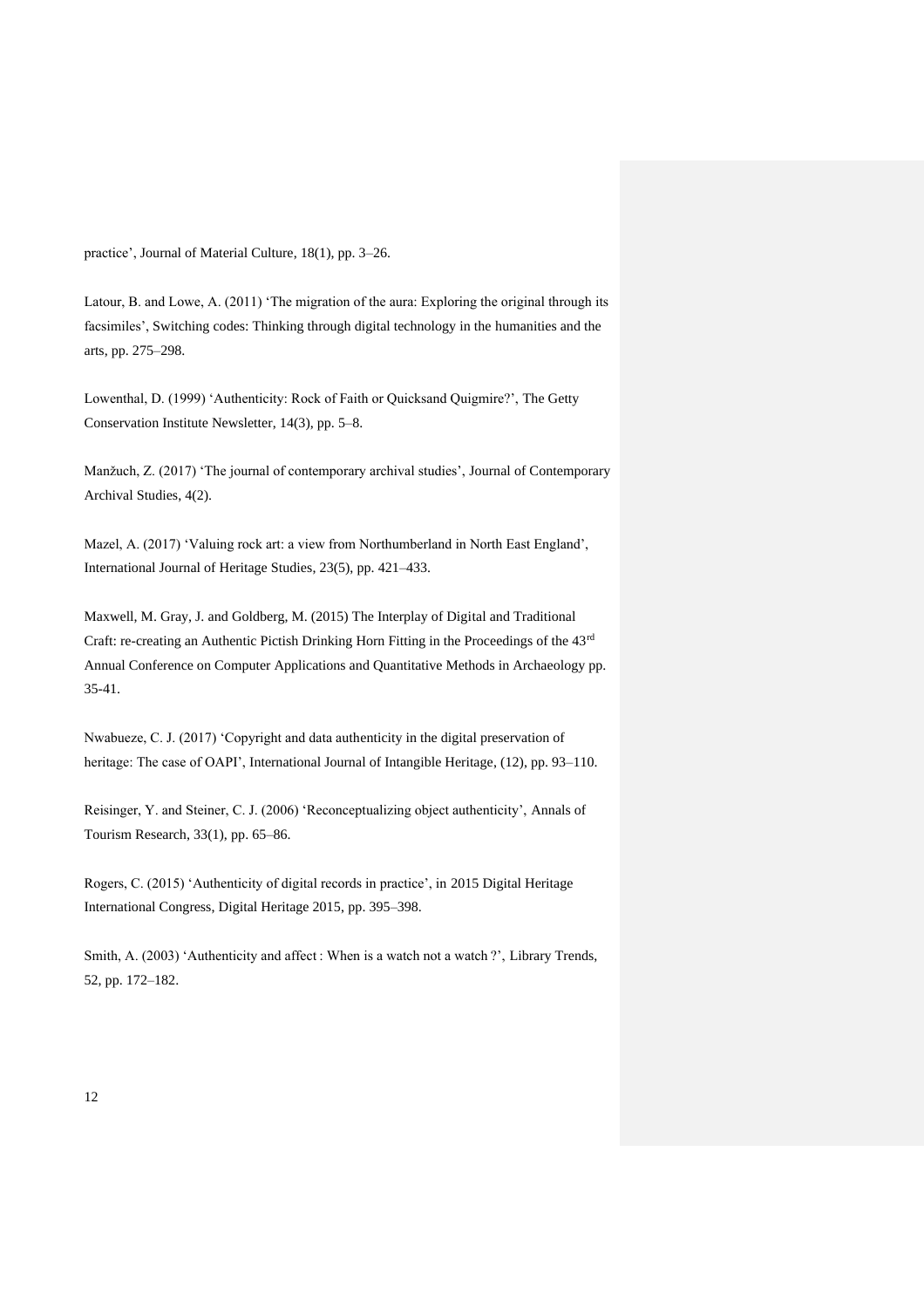practice', Journal of Material Culture, 18(1), pp. 3–26.

Latour, B. and Lowe, A. (2011) 'The migration of the aura: Exploring the original through its facsimiles', Switching codes: Thinking through digital technology in the humanities and the arts, pp. 275–298.

Lowenthal, D. (1999) 'Authenticity: Rock of Faith or Quicksand Quigmire?', The Getty Conservation Institute Newsletter, 14(3), pp. 5–8.

Manžuch, Z. (2017) 'The journal of contemporary archival studies', Journal of Contemporary Archival Studies, 4(2).

Mazel, A. (2017) 'Valuing rock art: a view from Northumberland in North East England', International Journal of Heritage Studies, 23(5), pp. 421–433.

Maxwell, M. Gray, J. and Goldberg, M. (2015) The Interplay of Digital and Traditional Craft: re-creating an Authentic Pictish Drinking Horn Fitting in the Proceedings of the 43rd Annual Conference on Computer Applications and Quantitative Methods in Archaeology pp. 35-41.

Nwabueze, C. J. (2017) 'Copyright and data authenticity in the digital preservation of heritage: The case of OAPI', International Journal of Intangible Heritage, (12), pp. 93–110.

Reisinger, Y. and Steiner, C. J. (2006) 'Reconceptualizing object authenticity', Annals of Tourism Research, 33(1), pp. 65–86.

Rogers, C. (2015) 'Authenticity of digital records in practice', in 2015 Digital Heritage International Congress, Digital Heritage 2015, pp. 395–398.

Smith, A. (2003) 'Authenticity and affect : When is a watch not a watch ?', Library Trends, 52, pp. 172–182.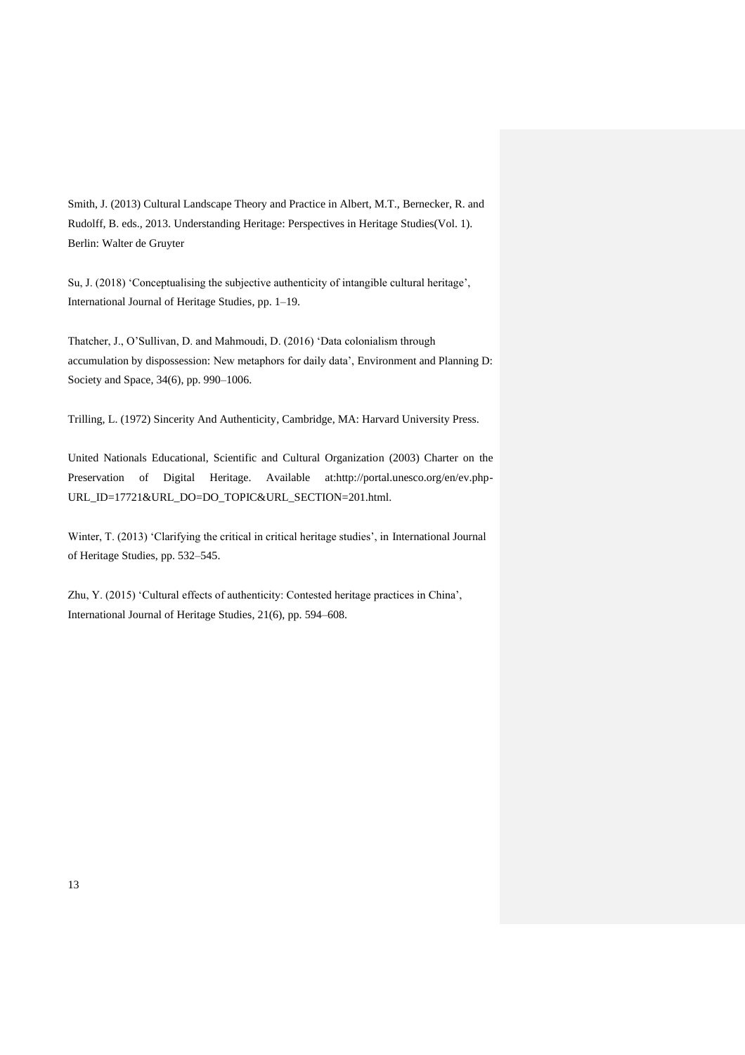Smith, J. (2013) Cultural Landscape Theory and Practice in Albert, M.T., Bernecker, R. and Rudolff, B. eds., 2013. Understanding Heritage: Perspectives in Heritage Studies(Vol. 1). Berlin: Walter de Gruyter

Su, J. (2018) 'Conceptualising the subjective authenticity of intangible cultural heritage', International Journal of Heritage Studies, pp. 1–19.

Thatcher, J., O'Sullivan, D. and Mahmoudi, D. (2016) 'Data colonialism through accumulation by dispossession: New metaphors for daily data', Environment and Planning D: Society and Space, 34(6), pp. 990–1006.

Trilling, L. (1972) Sincerity And Authenticity, Cambridge, MA: Harvard University Press.

United Nationals Educational, Scientific and Cultural Organization (2003) Charter on the Preservation of Digital Heritage. Available at:http://portal.unesco.org/en/ev.php-URL_ID=17721&URL_DO=DO_TOPIC&URL_SECTION=201.html.

Winter, T. (2013) 'Clarifying the critical in critical heritage studies', in International Journal of Heritage Studies, pp. 532–545.

Zhu, Y. (2015) 'Cultural effects of authenticity: Contested heritage practices in China', International Journal of Heritage Studies, 21(6), pp. 594–608.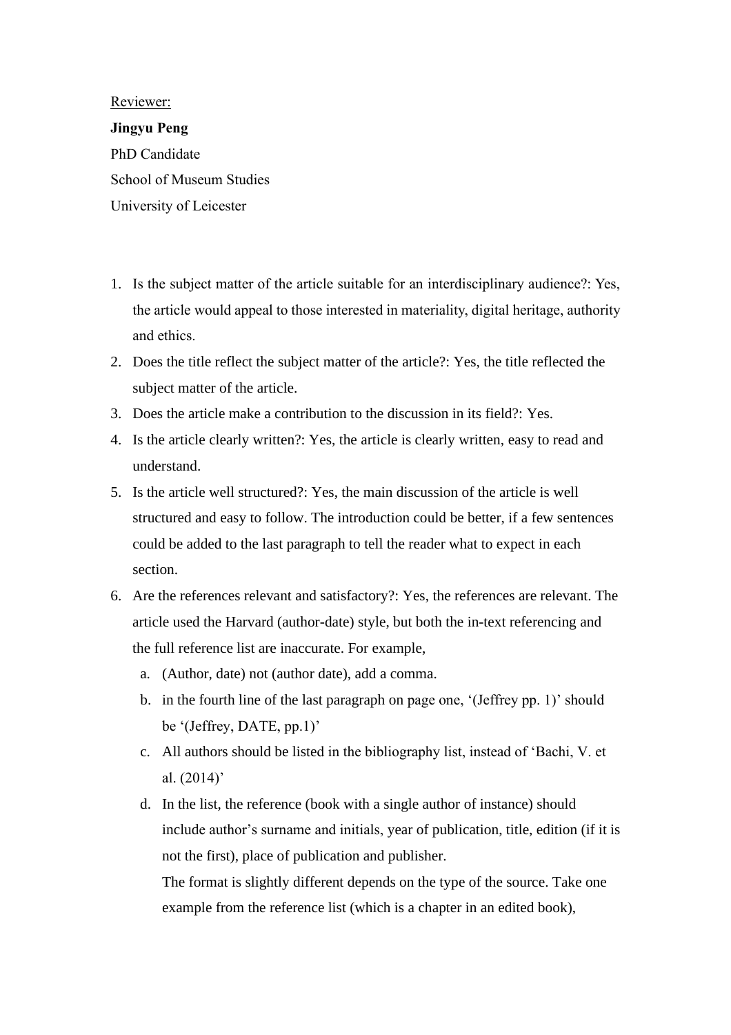Reviewer:

**Jingyu Peng**

PhD Candidate

School of Museum Studies

University of Leicester

1. Is the subject matter of the article suitable for an interdisciplinary audience?: Yes, the article would appeal to those interested in materiality, digital heritage, authority and ethics.
2. Does the title reflect the subject matter of the article?: Yes, the title reflected the subject matter of the article.
3. Does the article make a contribution to the discussion in its field?: Yes.
4. Is the article clearly written?: Yes, the article is clearly written, easy to read and understand.
5. Is the article well structured?: Yes, the main discussion of the article is well structured and easy to follow. The introduction could be better, if a few sentences could be added to the last paragraph to tell the reader what to expect in each section.
6. Are the references relevant and satisfactory?: Yes, the references are relevant. The article used the Harvard (author-date) style, but both the in-text referencing and the full reference list are inaccurate. For example,
   a. (Author, date) not (author date), add a comma.
   b. in the fourth line of the last paragraph on page one, '(Jeffrey pp. 1)' should be '(Jeffrey, DATE, pp.1)'
   c. All authors should be listed in the bibliography list, instead of 'Bachi, V. et al. (2014)'
   d. In the list, the reference (book with a single author of instance) should include author's surname and initials, year of publication, title, edition (if it is not the first), place of publication and publisher.

      The format is slightly different depends on the type of the source. Take one example from the reference list (which is a chapter in an edited book),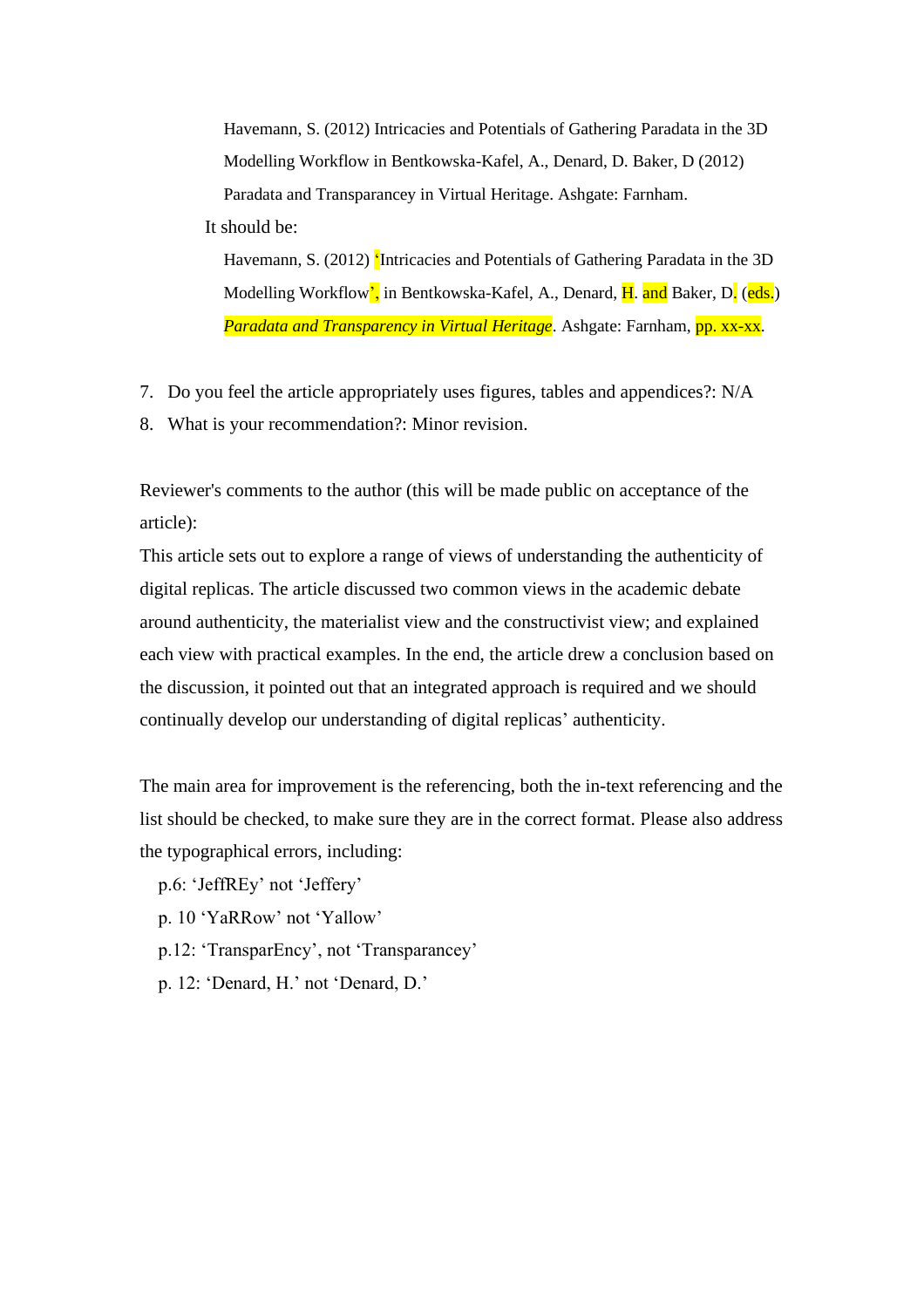Havemann, S. (2012) Intricacies and Potentials of Gathering Paradata in the 3D Modelling Workflow in Bentkowska-Kafel, A., Denard, D. Baker, D (2012) Paradata and Transparancey in Virtual Heritage. Ashgate: Farnham.

It should be:

Havemann, S. (2012) 'Intricacies and Potentials of Gathering Paradata in the 3D Modelling Workflow', in Bentkowska-Kafel, A., Denard, H. and Baker, D. (eds.) *Paradata and Transparency in Virtual Heritage*. Ashgate: Farnham, pp. xx-xx.

7. Do you feel the article appropriately uses figures, tables and appendices?: N/A
8. What is your recommendation?: Minor revision.

Reviewer's comments to the author (this will be made public on acceptance of the article):

This article sets out to explore a range of views of understanding the authenticity of digital replicas. The article discussed two common views in the academic debate around authenticity, the materialist view and the constructivist view; and explained each view with practical examples. In the end, the article drew a conclusion based on the discussion, it pointed out that an integrated approach is required and we should continually develop our understanding of digital replicas' authenticity.

The main area for improvement is the referencing, both the in-text referencing and the list should be checked, to make sure they are in the correct format. Please also address the typographical errors, including:

p.6: 'JeffREy' not 'Jeffery'

p. 10 'YaRRow' not 'Yallow'

p.12: 'TransparEncy', not 'Transparancey'

p. 12: 'Denard, H.' not 'Denard, D.'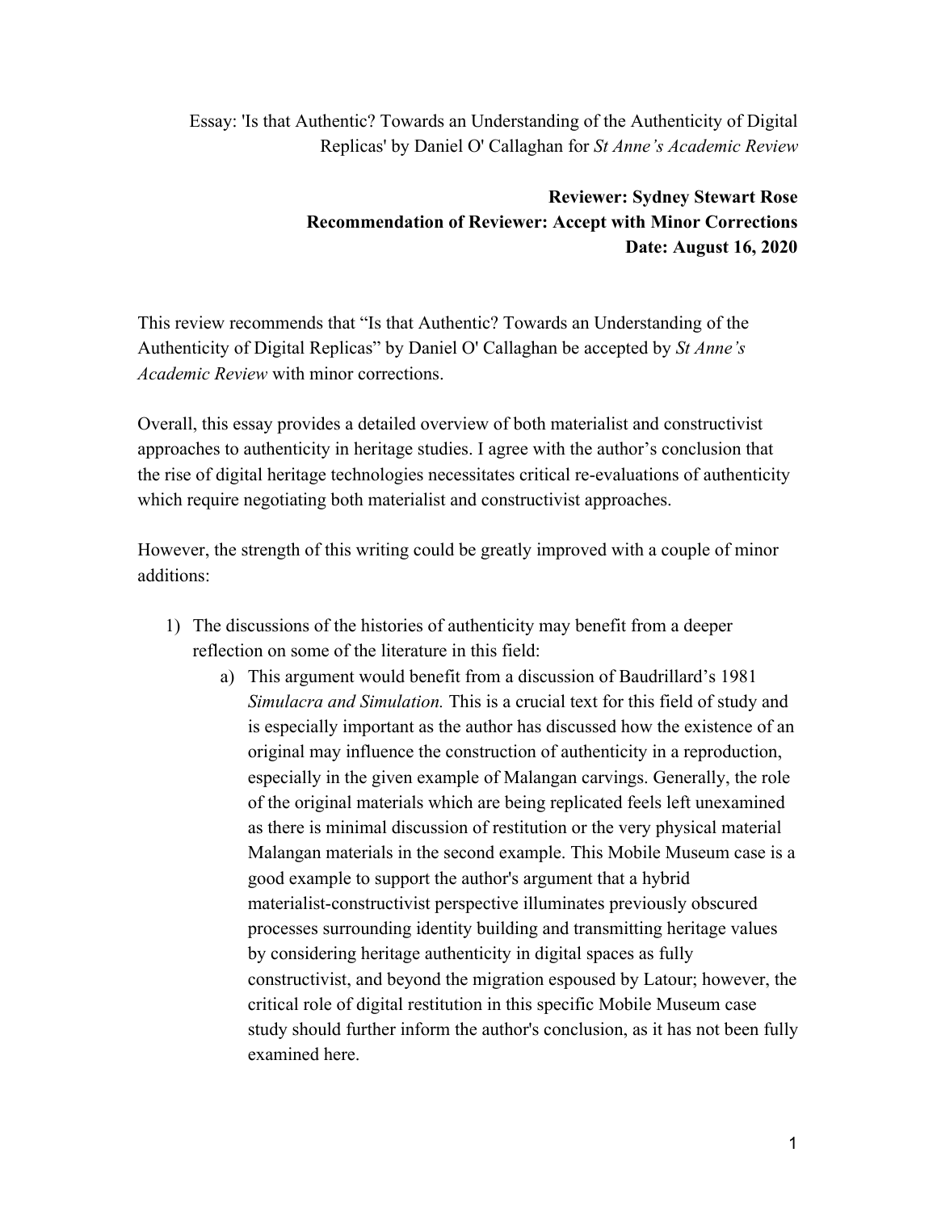Essay: 'Is that Authentic? Towards an Understanding of the Authenticity of Digital Replicas' by Daniel O' Callaghan for *St Anne's Academic Review*

**Reviewer: Sydney Stewart Rose**
**Recommendation of Reviewer: Accept with Minor Corrections**
**Date: August 16, 2020**

This review recommends that "Is that Authentic? Towards an Understanding of the Authenticity of Digital Replicas" by Daniel O' Callaghan be accepted by *St Anne's Academic Review* with minor corrections.

Overall, this essay provides a detailed overview of both materialist and constructivist approaches to authenticity in heritage studies. I agree with the author's conclusion that the rise of digital heritage technologies necessitates critical re-evaluations of authenticity which require negotiating both materialist and constructivist approaches.

However, the strength of this writing could be greatly improved with a couple of minor additions:

1) The discussions of the histories of authenticity may benefit from a deeper reflection on some of the literature in this field:
   a) This argument would benefit from a discussion of Baudrillard's 1981 *Simulacra and Simulation.* This is a crucial text for this field of study and is especially important as the author has discussed how the existence of an original may influence the construction of authenticity in a reproduction, especially in the given example of Malangan carvings. Generally, the role of the original materials which are being replicated feels left unexamined as there is minimal discussion of restitution or the very physical material Malangan materials in the second example. This Mobile Museum case is a good example to support the author's argument that a hybrid materialist-constructivist perspective illuminates previously obscured processes surrounding identity building and transmitting heritage values by considering heritage authenticity in digital spaces as fully constructivist, and beyond the migration espoused by Latour; however, the critical role of digital restitution in this specific Mobile Museum case study should further inform the author's conclusion, as it has not been fully examined here.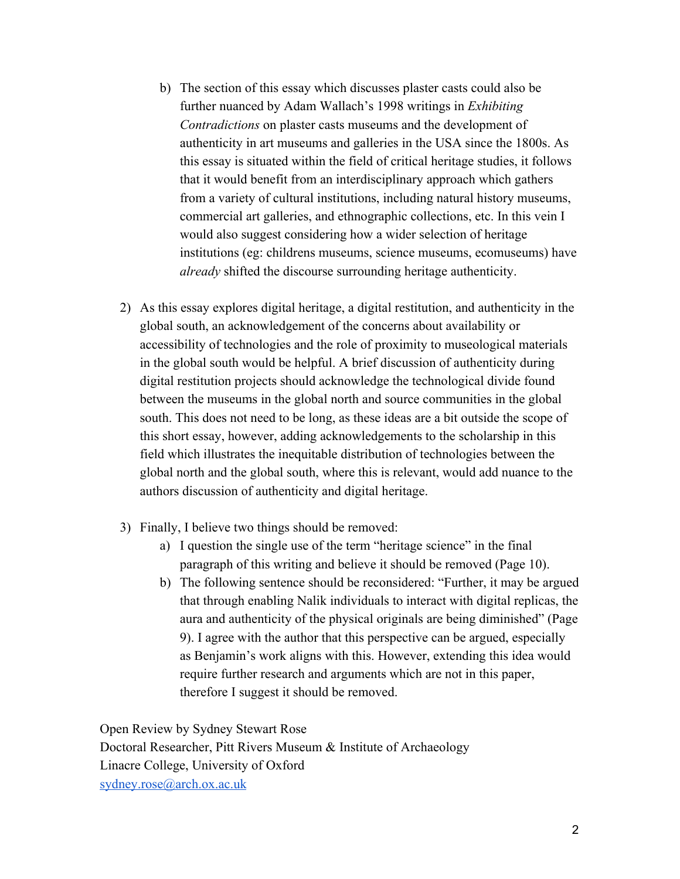b) The section of this essay which discusses plaster casts could also be further nuanced by Adam Wallach's 1998 writings in *Exhibiting Contradictions* on plaster casts museums and the development of authenticity in art museums and galleries in the USA since the 1800s. As this essay is situated within the field of critical heritage studies, it follows that it would benefit from an interdisciplinary approach which gathers from a variety of cultural institutions, including natural history museums, commercial art galleries, and ethnographic collections, etc. In this vein I would also suggest considering how a wider selection of heritage institutions (eg: childrens museums, science museums, ecomuseums) have *already* shifted the discourse surrounding heritage authenticity.

2) As this essay explores digital heritage, a digital restitution, and authenticity in the global south, an acknowledgement of the concerns about availability or accessibility of technologies and the role of proximity to museological materials in the global south would be helpful. A brief discussion of authenticity during digital restitution projects should acknowledge the technological divide found between the museums in the global north and source communities in the global south. This does not need to be long, as these ideas are a bit outside the scope of this short essay, however, adding acknowledgements to the scholarship in this field which illustrates the inequitable distribution of technologies between the global north and the global south, where this is relevant, would add nuance to the authors discussion of authenticity and digital heritage.

3) Finally, I believe two things should be removed:
   a) I question the single use of the term "heritage science" in the final paragraph of this writing and believe it should be removed (Page 10).
   b) The following sentence should be reconsidered: "Further, it may be argued that through enabling Nalik individuals to interact with digital replicas, the aura and authenticity of the physical originals are being diminished" (Page 9). I agree with the author that this perspective can be argued, especially as Benjamin's work aligns with this. However, extending this idea would require further research and arguments which are not in this paper, therefore I suggest it should be removed.

Open Review by Sydney Stewart Rose
Doctoral Researcher, Pitt Rivers Museum & Institute of Archaeology
Linacre College, University of Oxford
sydney.rose@arch.ox.ac.uk